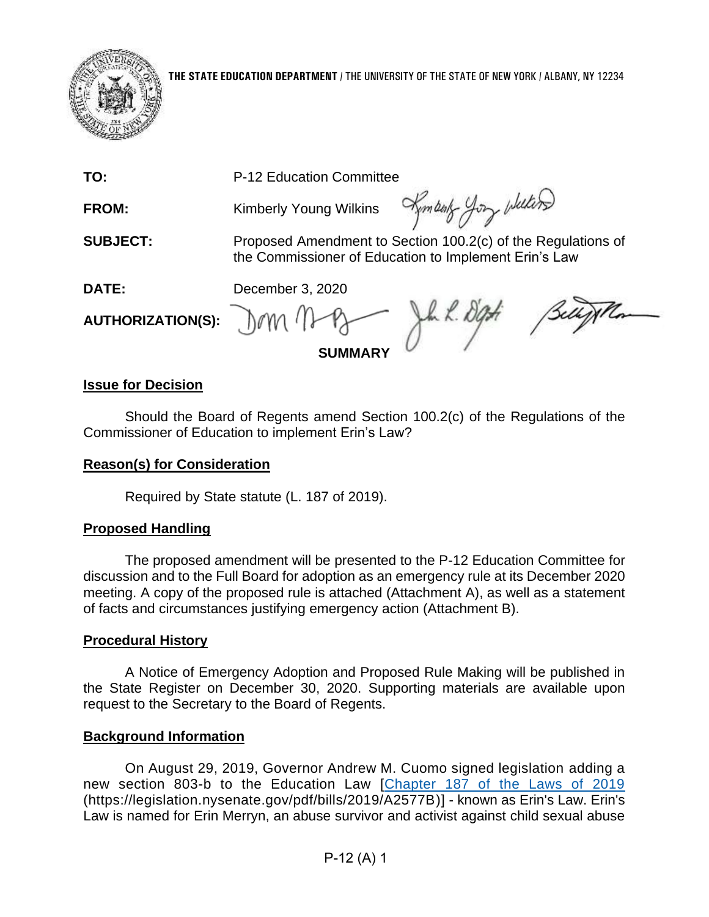**THE STATE EDUCATION DEPARTMENT** / THE UNIVERSITY OF THE STATE OF NEW YORK / ALBANY, NY 12234

| | |
|---|---|
| **TO:** | P-12 Education Committee |
| **FROM:** | Kimberly Young Wilkins |
| **SUBJECT:** | Proposed Amendment to Section 100.2(c) of the Regulations of the Commissioner of Education to Implement Erin's Law |
| **DATE:** | December 3, 2020 |
| **AUTHORIZATION(S):** | |

**SUMMARY**

**Issue for Decision**

Should the Board of Regents amend Section 100.2(c) of the Regulations of the Commissioner of Education to implement Erin's Law?

**Reason(s) for Consideration**

Required by State statute (L. 187 of 2019).

**Proposed Handling**

The proposed amendment will be presented to the P-12 Education Committee for discussion and to the Full Board for adoption as an emergency rule at its December 2020 meeting. A copy of the proposed rule is attached (Attachment A), as well as a statement of facts and circumstances justifying emergency action (Attachment B).

**Procedural History**

A Notice of Emergency Adoption and Proposed Rule Making will be published in the State Register on December 30, 2020. Supporting materials are available upon request to the Secretary to the Board of Regents.

**Background Information**

On August 29, 2019, Governor Andrew M. Cuomo signed legislation adding a new section 803-b to the Education Law [Chapter 187 of the Laws of 2019 (https://legislation.nysenate.gov/pdf/bills/2019/A2577B)] - known as Erin's Law. Erin's Law is named for Erin Merryn, an abuse survivor and activist against child sexual abuse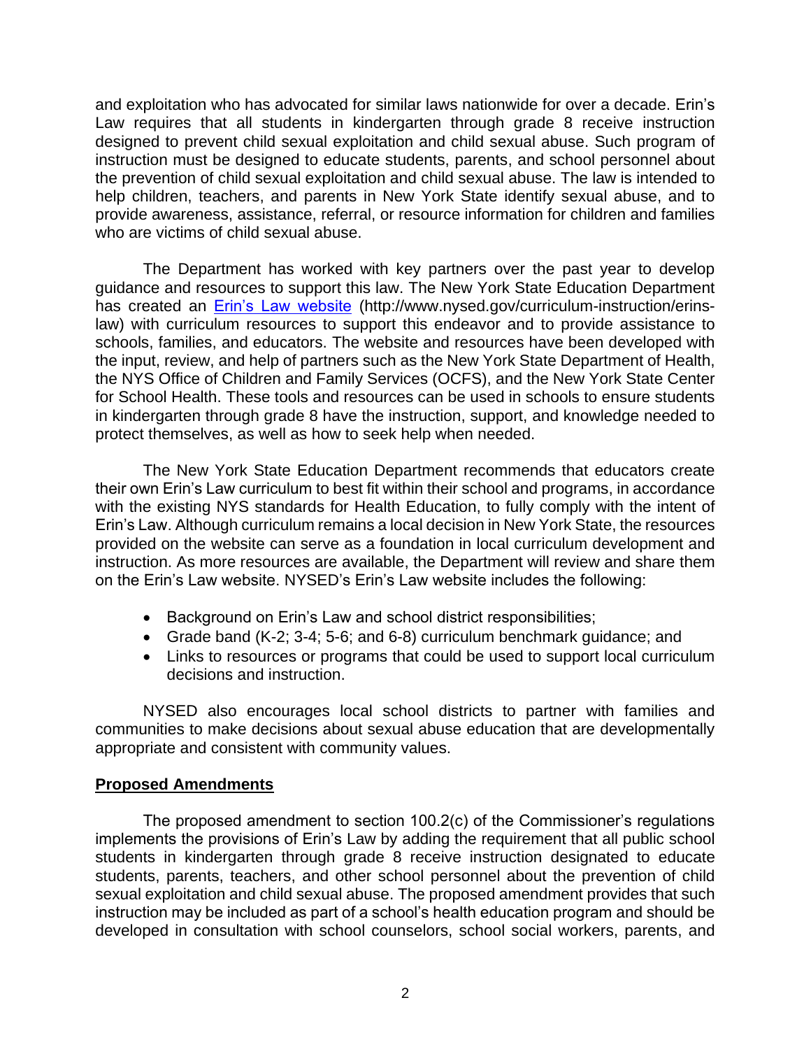and exploitation who has advocated for similar laws nationwide for over a decade. Erin's Law requires that all students in kindergarten through grade 8 receive instruction designed to prevent child sexual exploitation and child sexual abuse. Such program of instruction must be designed to educate students, parents, and school personnel about the prevention of child sexual exploitation and child sexual abuse. The law is intended to help children, teachers, and parents in New York State identify sexual abuse, and to provide awareness, assistance, referral, or resource information for children and families who are victims of child sexual abuse.

The Department has worked with key partners over the past year to develop guidance and resources to support this law. The New York State Education Department has created an [Erin's Law website](http://www.nysed.gov/curriculum-instruction/erins-law) (http://www.nysed.gov/curriculum-instruction/erins-law) with curriculum resources to support this endeavor and to provide assistance to schools, families, and educators. The website and resources have been developed with the input, review, and help of partners such as the New York State Department of Health, the NYS Office of Children and Family Services (OCFS), and the New York State Center for School Health. These tools and resources can be used in schools to ensure students in kindergarten through grade 8 have the instruction, support, and knowledge needed to protect themselves, as well as how to seek help when needed.

The New York State Education Department recommends that educators create their own Erin's Law curriculum to best fit within their school and programs, in accordance with the existing NYS standards for Health Education, to fully comply with the intent of Erin's Law. Although curriculum remains a local decision in New York State, the resources provided on the website can serve as a foundation in local curriculum development and instruction. As more resources are available, the Department will review and share them on the Erin's Law website. NYSED's Erin's Law website includes the following:

- Background on Erin's Law and school district responsibilities;
- Grade band (K-2; 3-4; 5-6; and 6-8) curriculum benchmark guidance; and
- Links to resources or programs that could be used to support local curriculum decisions and instruction.

NYSED also encourages local school districts to partner with families and communities to make decisions about sexual abuse education that are developmentally appropriate and consistent with community values.

**Proposed Amendments**

The proposed amendment to section 100.2(c) of the Commissioner's regulations implements the provisions of Erin's Law by adding the requirement that all public school students in kindergarten through grade 8 receive instruction designated to educate students, parents, teachers, and other school personnel about the prevention of child sexual exploitation and child sexual abuse. The proposed amendment provides that such instruction may be included as part of a school's health education program and should be developed in consultation with school counselors, school social workers, parents, and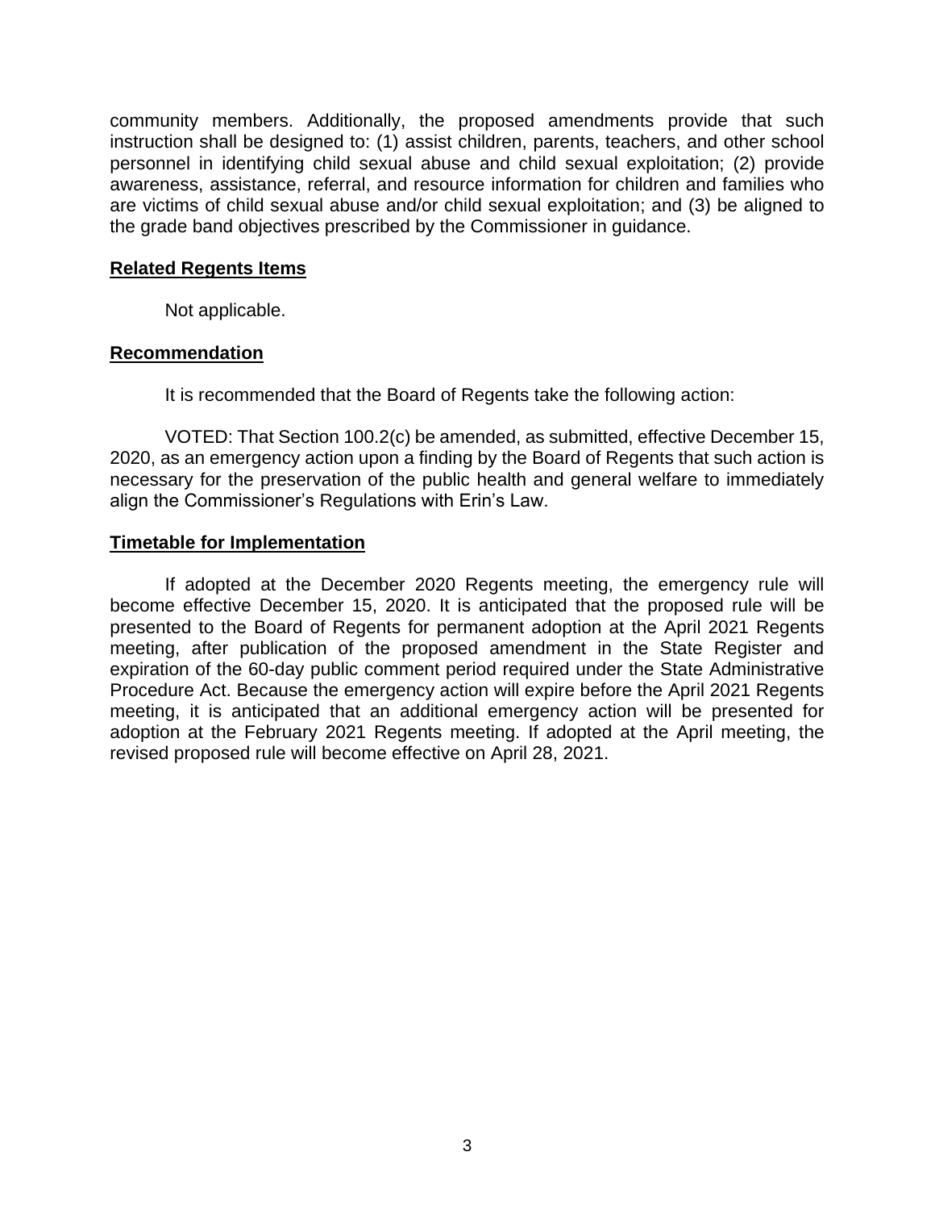community members. Additionally, the proposed amendments provide that such instruction shall be designed to: (1) assist children, parents, teachers, and other school personnel in identifying child sexual abuse and child sexual exploitation; (2) provide awareness, assistance, referral, and resource information for children and families who are victims of child sexual abuse and/or child sexual exploitation; and (3) be aligned to the grade band objectives prescribed by the Commissioner in guidance.

**Related Regents Items**

Not applicable.

**Recommendation**

It is recommended that the Board of Regents take the following action:

VOTED: That Section 100.2(c) be amended, as submitted, effective December 15, 2020, as an emergency action upon a finding by the Board of Regents that such action is necessary for the preservation of the public health and general welfare to immediately align the Commissioner's Regulations with Erin's Law.

**Timetable for Implementation**

If adopted at the December 2020 Regents meeting, the emergency rule will become effective December 15, 2020. It is anticipated that the proposed rule will be presented to the Board of Regents for permanent adoption at the April 2021 Regents meeting, after publication of the proposed amendment in the State Register and expiration of the 60-day public comment period required under the State Administrative Procedure Act. Because the emergency action will expire before the April 2021 Regents meeting, it is anticipated that an additional emergency action will be presented for adoption at the February 2021 Regents meeting. If adopted at the April meeting, the revised proposed rule will become effective on April 28, 2021.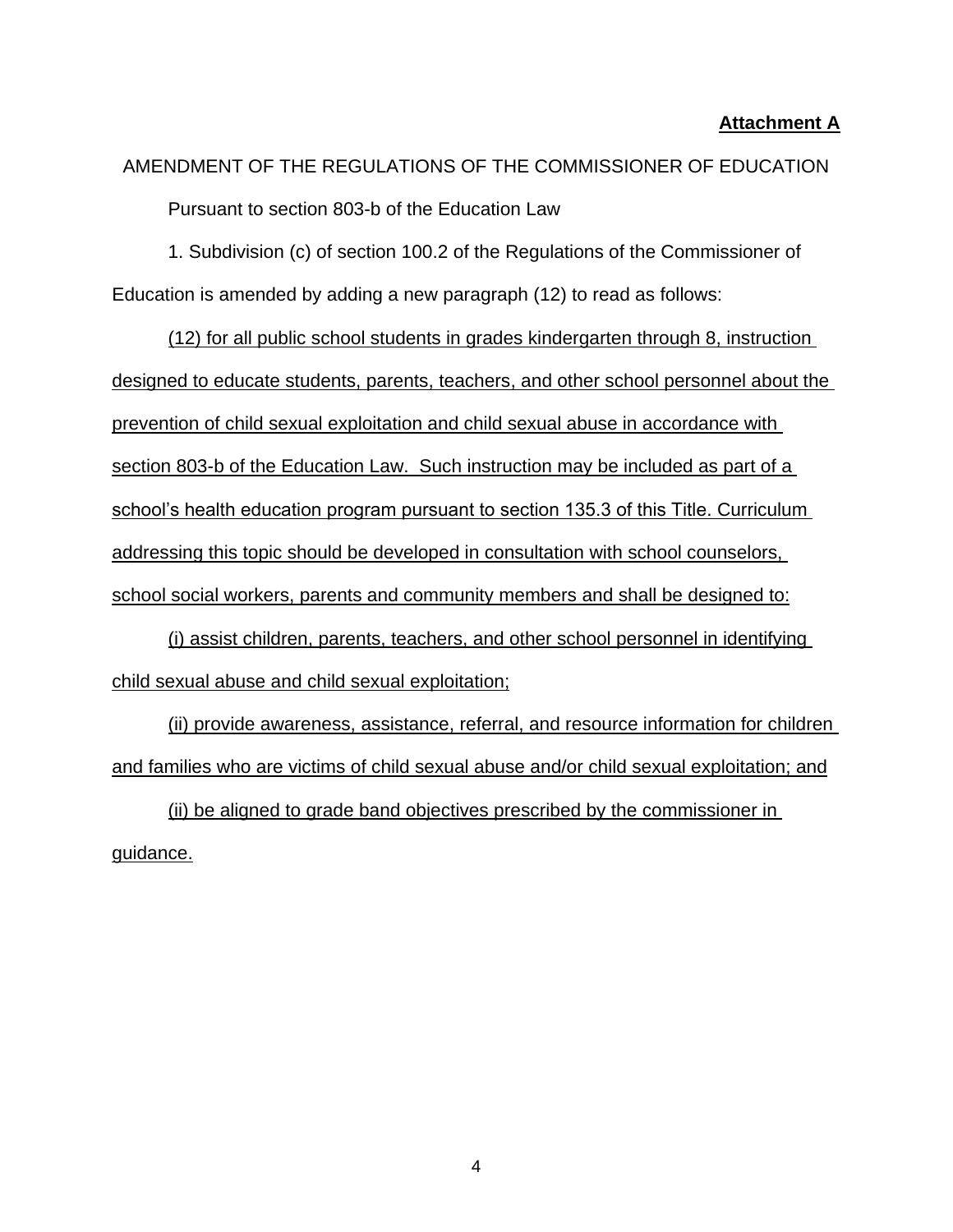**Attachment A**

AMENDMENT OF THE REGULATIONS OF THE COMMISSIONER OF EDUCATION

Pursuant to section 803-b of the Education Law

1. Subdivision (c) of section 100.2 of the Regulations of the Commissioner of Education is amended by adding a new paragraph (12) to read as follows:

<u>(12) for all public school students in grades kindergarten through 8, instruction designed to educate students, parents, teachers, and other school personnel about the prevention of child sexual exploitation and child sexual abuse in accordance with section 803-b of the Education Law. Such instruction may be included as part of a school's health education program pursuant to section 135.3 of this Title. Curriculum addressing this topic should be developed in consultation with school counselors, school social workers, parents and community members and shall be designed to:</u>

<u>(i) assist children, parents, teachers, and other school personnel in identifying child sexual abuse and child sexual exploitation;</u>

<u>(ii) provide awareness, assistance, referral, and resource information for children and families who are victims of child sexual abuse and/or child sexual exploitation; and</u>

<u>(ii) be aligned to grade band objectives prescribed by the commissioner in guidance.</u>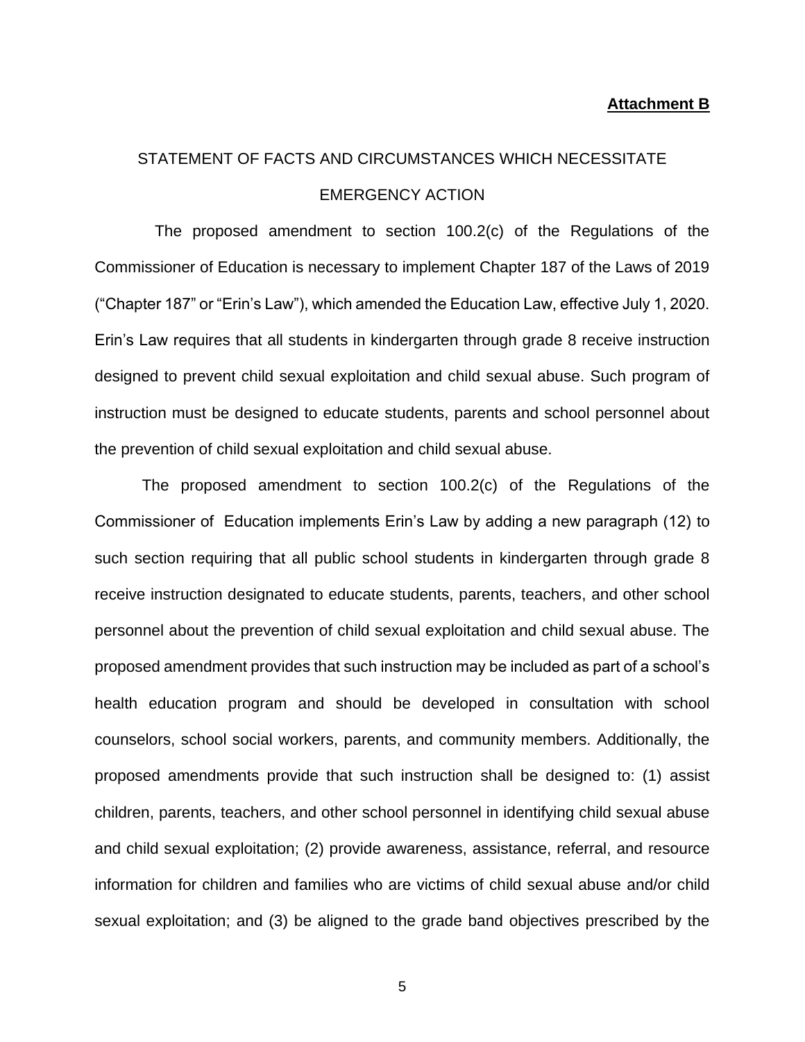**Attachment B**

# STATEMENT OF FACTS AND CIRCUMSTANCES WHICH NECESSITATE EMERGENCY ACTION

The proposed amendment to section 100.2(c) of the Regulations of the Commissioner of Education is necessary to implement Chapter 187 of the Laws of 2019 ("Chapter 187" or "Erin's Law"), which amended the Education Law, effective July 1, 2020. Erin's Law requires that all students in kindergarten through grade 8 receive instruction designed to prevent child sexual exploitation and child sexual abuse. Such program of instruction must be designed to educate students, parents and school personnel about the prevention of child sexual exploitation and child sexual abuse.

The proposed amendment to section 100.2(c) of the Regulations of the Commissioner of Education implements Erin's Law by adding a new paragraph (12) to such section requiring that all public school students in kindergarten through grade 8 receive instruction designated to educate students, parents, teachers, and other school personnel about the prevention of child sexual exploitation and child sexual abuse. The proposed amendment provides that such instruction may be included as part of a school's health education program and should be developed in consultation with school counselors, school social workers, parents, and community members. Additionally, the proposed amendments provide that such instruction shall be designed to: (1) assist children, parents, teachers, and other school personnel in identifying child sexual abuse and child sexual exploitation; (2) provide awareness, assistance, referral, and resource information for children and families who are victims of child sexual abuse and/or child sexual exploitation; and (3) be aligned to the grade band objectives prescribed by the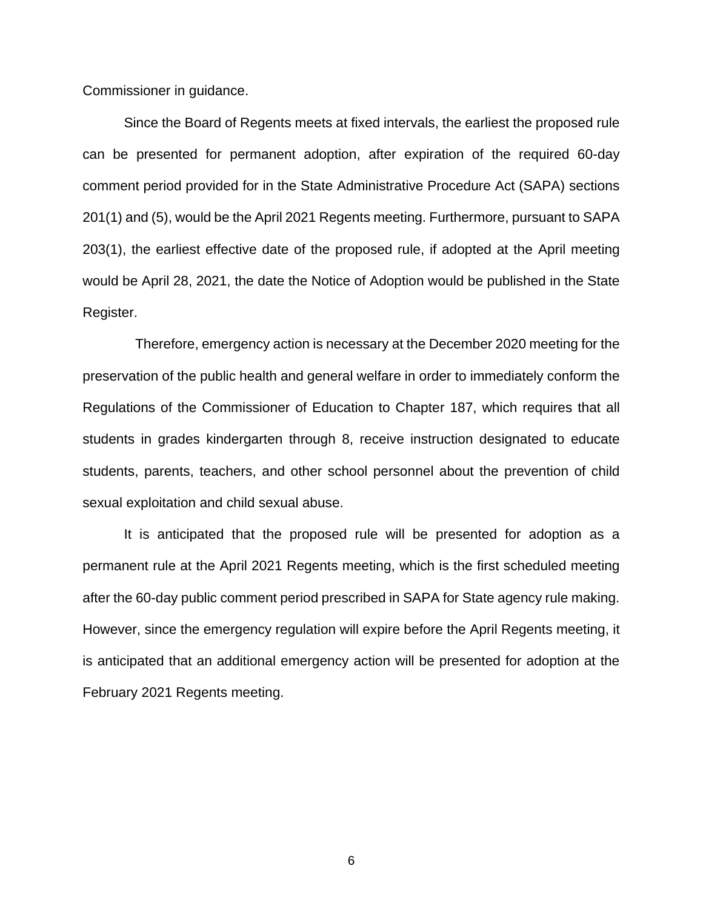Commissioner in guidance.

Since the Board of Regents meets at fixed intervals, the earliest the proposed rule can be presented for permanent adoption, after expiration of the required 60-day comment period provided for in the State Administrative Procedure Act (SAPA) sections 201(1) and (5), would be the April 2021 Regents meeting. Furthermore, pursuant to SAPA 203(1), the earliest effective date of the proposed rule, if adopted at the April meeting would be April 28, 2021, the date the Notice of Adoption would be published in the State Register.

Therefore, emergency action is necessary at the December 2020 meeting for the preservation of the public health and general welfare in order to immediately conform the Regulations of the Commissioner of Education to Chapter 187, which requires that all students in grades kindergarten through 8, receive instruction designated to educate students, parents, teachers, and other school personnel about the prevention of child sexual exploitation and child sexual abuse.

It is anticipated that the proposed rule will be presented for adoption as a permanent rule at the April 2021 Regents meeting, which is the first scheduled meeting after the 60-day public comment period prescribed in SAPA for State agency rule making. However, since the emergency regulation will expire before the April Regents meeting, it is anticipated that an additional emergency action will be presented for adoption at the February 2021 Regents meeting.